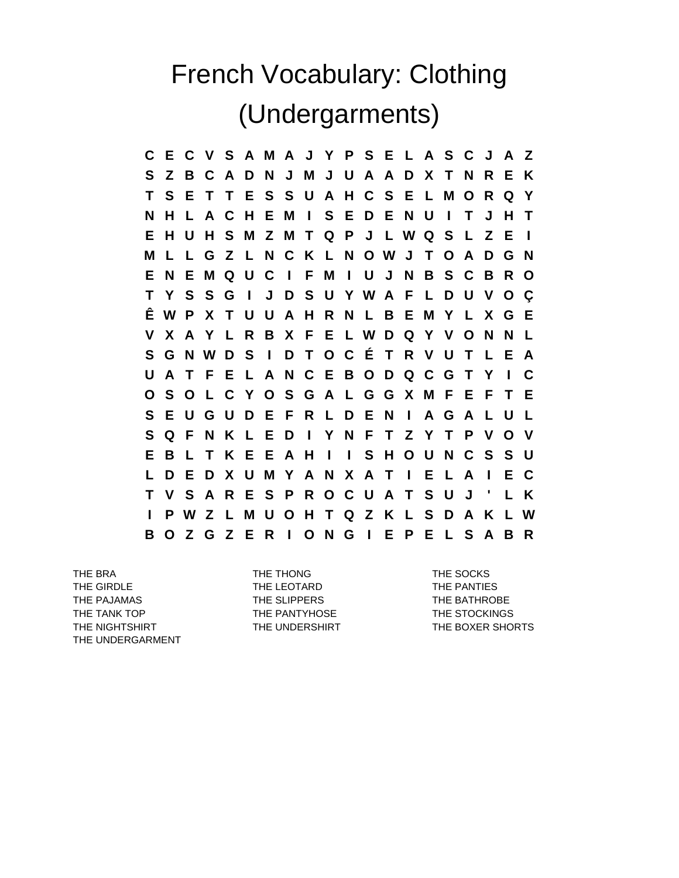# French Vocabulary: Clothing (Undergarments)

```
C E C V S A M A J Y P S E L A S C J A Z
S Z B C A D N J M J U A A D X T N R E K
T S E T T E S S U A H C S E L M O R Q Y
N H L A C H E M I S E D E N U I T J H T
E H U H S M Z M T Q P J L W Q S L Z E I
M L L G Z L N C K L N O W J T O A D G N
E N E M Q U C I F M I U J N B S C B R O
T Y S S G I J D S U Y W A F L D U V O Ç
Ê W P X T U U A H R N L B E M Y L X G E
V X A Y L R B X F E L W D Q Y V O N N L
S G N W D S I D T O C É T R V U T L E A
U A T F E L A N C E B O D Q C G T Y I C
O S O L C Y O S G A L G G X M F E F T E
S E U G U D E F R L D E N I A G A L U L
S Q F N K L E D I Y N F T Z Y T P V O V
E B L T K E E A H I I S H O U N C S S U
L D E D X U M Y A N X A T I E L A I E C
T V S A R E S P R O C U A T S U J ' L K
I P W Z L M U O H T Q Z K L S D A K L W
B O Z G Z E R I O N G I E P E L S A B R
```

THE BRA
THE GIRDLE
THE PAJAMAS
THE TANK TOP
THE NIGHTSHIRT
THE UNDERGARMENT
THE THONG
THE LEOTARD
THE SLIPPERS
THE PANTYHOSE
THE UNDERSHIRT
THE SOCKS
THE PANTIES
THE BATHROBE
THE STOCKINGS
THE BOXER SHORTS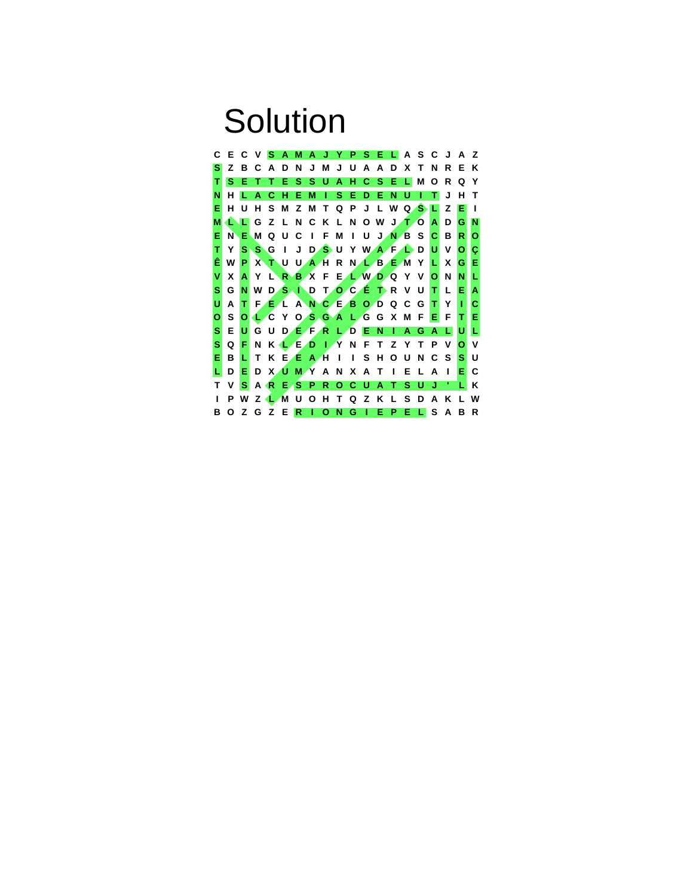# Solution

| | | | | | | | | | | | | | | | | | | | |
|---|---|---|---|---|---|---|---|---|---|---|---|---|---|---|---|---|---|---|---|
| C | E | C | V | S | A | M | A | J | Y | P | S | E | L | A | S | C | J | A | Z |
| S | Z | B | C | A | D | N | J | M | J | U | A | A | D | X | T | N | R | E | K |
| T | S | E | T | T | E | S | S | U | A | H | C | S | E | L | M | O | R | Q | Y |
| N | H | L | A | C | H | E | M | I | S | E | D | E | N | U | I | T | J | H | T |
| E | H | U | H | S | M | Z | M | T | Q | P | J | L | W | Q | S | L | Z | E | I |
| M | L | L | G | Z | L | N | C | K | L | N | O | W | J | T | O | A | D | G | N |
| E | N | E | M | Q | U | C | I | F | M | I | U | J | N | B | S | C | B | R | O |
| T | Y | S | S | G | I | J | D | S | U | Y | W | A | F | L | D | U | V | O | Ç |
| Ê | W | P | X | T | U | U | A | H | R | N | L | B | E | M | Y | L | X | G | E |
| V | X | A | Y | L | R | B | X | F | E | L | W | D | Q | Y | V | O | N | N | L |
| S | G | N | W | D | S | I | D | T | O | C | É | T | R | V | U | T | L | E | A |
| U | A | T | F | E | L | A | N | C | E | B | O | D | Q | C | G | T | Y | I | C |
| O | S | O | L | C | Y | O | S | G | A | L | G | G | X | M | F | E | F | T | E |
| S | E | U | G | U | D | E | F | R | L | D | E | N | I | A | G | A | L | U | L |
| S | Q | F | N | K | L | E | D | I | Y | N | F | T | Z | Y | T | P | V | O | V |
| E | B | L | T | K | E | E | A | H | I | I | S | H | O | U | N | C | S | S | U |
| L | D | E | D | X | U | M | Y | A | N | X | A | T | I | E | L | A | I | E | C |
| T | V | S | A | R | E | S | P | R | O | C | U | A | T | S | U | J | ' | L | K |
| I | P | W | Z | L | M | U | O | H | T | Q | Z | K | L | S | D | A | K | L | W |
| B | O | Z | G | Z | E | R | I | O | N | G | I | E | P | E | L | S | A | B | R |